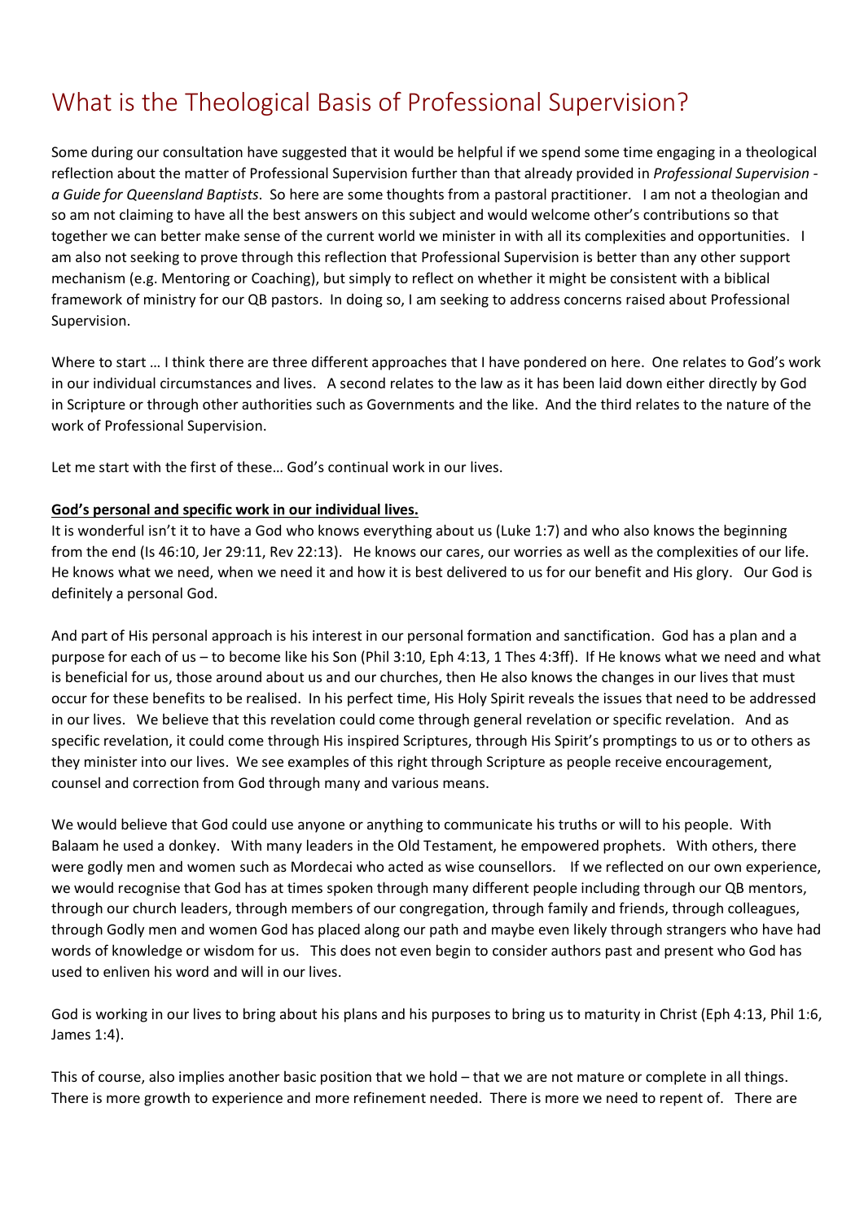# What is the Theological Basis of Professional Supervision?

Some during our consultation have suggested that it would be helpful if we spend some time engaging in a theological reflection about the matter of Professional Supervision further than that already provided in *Professional Supervision - a Guide for Queensland Baptists*. So here are some thoughts from a pastoral practitioner. I am not a theologian and so am not claiming to have all the best answers on this subject and would welcome other's contributions so that together we can better make sense of the current world we minister in with all its complexities and opportunities. I am also not seeking to prove through this reflection that Professional Supervision is better than any other support mechanism (e.g. Mentoring or Coaching), but simply to reflect on whether it might be consistent with a biblical framework of ministry for our QB pastors. In doing so, I am seeking to address concerns raised about Professional Supervision.

Where to start … I think there are three different approaches that I have pondered on here. One relates to God's work in our individual circumstances and lives. A second relates to the law as it has been laid down either directly by God in Scripture or through other authorities such as Governments and the like. And the third relates to the nature of the work of Professional Supervision.

Let me start with the first of these… God's continual work in our lives.

**God's personal and specific work in our individual lives.**

It is wonderful isn't it to have a God who knows everything about us (Luke 1:7) and who also knows the beginning from the end (Is 46:10, Jer 29:11, Rev 22:13). He knows our cares, our worries as well as the complexities of our life. He knows what we need, when we need it and how it is best delivered to us for our benefit and His glory. Our God is definitely a personal God.

And part of His personal approach is his interest in our personal formation and sanctification. God has a plan and a purpose for each of us – to become like his Son (Phil 3:10, Eph 4:13, 1 Thes 4:3ff). If He knows what we need and what is beneficial for us, those around about us and our churches, then He also knows the changes in our lives that must occur for these benefits to be realised. In his perfect time, His Holy Spirit reveals the issues that need to be addressed in our lives. We believe that this revelation could come through general revelation or specific revelation. And as specific revelation, it could come through His inspired Scriptures, through His Spirit's promptings to us or to others as they minister into our lives. We see examples of this right through Scripture as people receive encouragement, counsel and correction from God through many and various means.

We would believe that God could use anyone or anything to communicate his truths or will to his people. With Balaam he used a donkey. With many leaders in the Old Testament, he empowered prophets. With others, there were godly men and women such as Mordecai who acted as wise counsellors. If we reflected on our own experience, we would recognise that God has at times spoken through many different people including through our QB mentors, through our church leaders, through members of our congregation, through family and friends, through colleagues, through Godly men and women God has placed along our path and maybe even likely through strangers who have had words of knowledge or wisdom for us. This does not even begin to consider authors past and present who God has used to enliven his word and will in our lives.

God is working in our lives to bring about his plans and his purposes to bring us to maturity in Christ (Eph 4:13, Phil 1:6, James 1:4).

This of course, also implies another basic position that we hold – that we are not mature or complete in all things. There is more growth to experience and more refinement needed. There is more we need to repent of. There are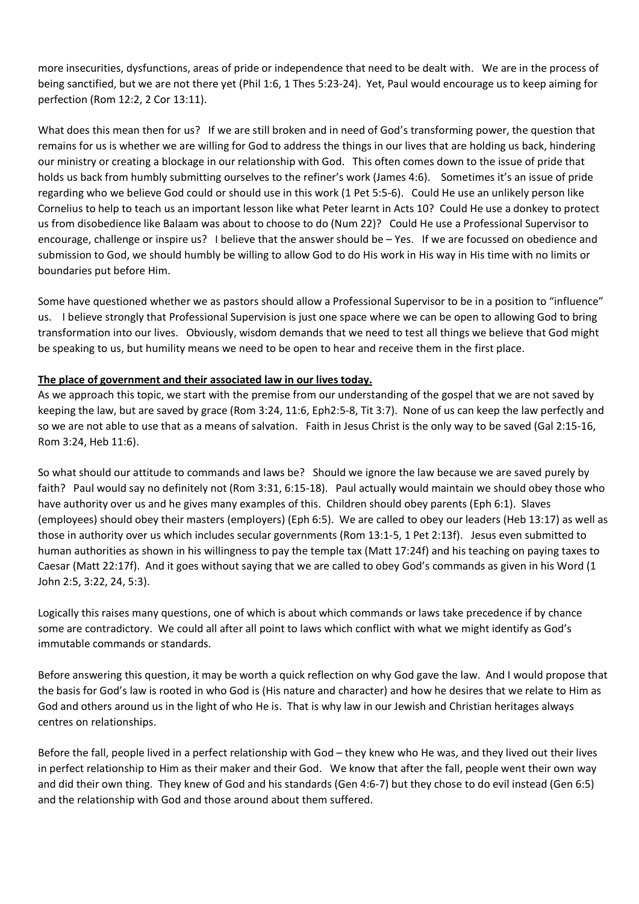more insecurities, dysfunctions, areas of pride or independence that need to be dealt with. We are in the process of being sanctified, but we are not there yet (Phil 1:6, 1 Thes 5:23-24). Yet, Paul would encourage us to keep aiming for perfection (Rom 12:2, 2 Cor 13:11).

What does this mean then for us? If we are still broken and in need of God's transforming power, the question that remains for us is whether we are willing for God to address the things in our lives that are holding us back, hindering our ministry or creating a blockage in our relationship with God. This often comes down to the issue of pride that holds us back from humbly submitting ourselves to the refiner's work (James 4:6). Sometimes it's an issue of pride regarding who we believe God could or should use in this work (1 Pet 5:5-6). Could He use an unlikely person like Cornelius to help to teach us an important lesson like what Peter learnt in Acts 10? Could He use a donkey to protect us from disobedience like Balaam was about to choose to do (Num 22)? Could He use a Professional Supervisor to encourage, challenge or inspire us? I believe that the answer should be – Yes. If we are focussed on obedience and submission to God, we should humbly be willing to allow God to do His work in His way in His time with no limits or boundaries put before Him.

Some have questioned whether we as pastors should allow a Professional Supervisor to be in a position to "influence" us. I believe strongly that Professional Supervision is just one space where we can be open to allowing God to bring transformation into our lives. Obviously, wisdom demands that we need to test all things we believe that God might be speaking to us, but humility means we need to be open to hear and receive them in the first place.

**The place of government and their associated law in our lives today.**

As we approach this topic, we start with the premise from our understanding of the gospel that we are not saved by keeping the law, but are saved by grace (Rom 3:24, 11:6, Eph2:5-8, Tit 3:7). None of us can keep the law perfectly and so we are not able to use that as a means of salvation. Faith in Jesus Christ is the only way to be saved (Gal 2:15-16, Rom 3:24, Heb 11:6).

So what should our attitude to commands and laws be? Should we ignore the law because we are saved purely by faith? Paul would say no definitely not (Rom 3:31, 6:15-18). Paul actually would maintain we should obey those who have authority over us and he gives many examples of this. Children should obey parents (Eph 6:1). Slaves (employees) should obey their masters (employers) (Eph 6:5). We are called to obey our leaders (Heb 13:17) as well as those in authority over us which includes secular governments (Rom 13:1-5, 1 Pet 2:13f). Jesus even submitted to human authorities as shown in his willingness to pay the temple tax (Matt 17:24f) and his teaching on paying taxes to Caesar (Matt 22:17f). And it goes without saying that we are called to obey God's commands as given in his Word (1 John 2:5, 3:22, 24, 5:3).

Logically this raises many questions, one of which is about which commands or laws take precedence if by chance some are contradictory. We could all after all point to laws which conflict with what we might identify as God's immutable commands or standards.

Before answering this question, it may be worth a quick reflection on why God gave the law. And I would propose that the basis for God's law is rooted in who God is (His nature and character) and how he desires that we relate to Him as God and others around us in the light of who He is. That is why law in our Jewish and Christian heritages always centres on relationships.

Before the fall, people lived in a perfect relationship with God – they knew who He was, and they lived out their lives in perfect relationship to Him as their maker and their God. We know that after the fall, people went their own way and did their own thing. They knew of God and his standards (Gen 4:6-7) but they chose to do evil instead (Gen 6:5) and the relationship with God and those around about them suffered.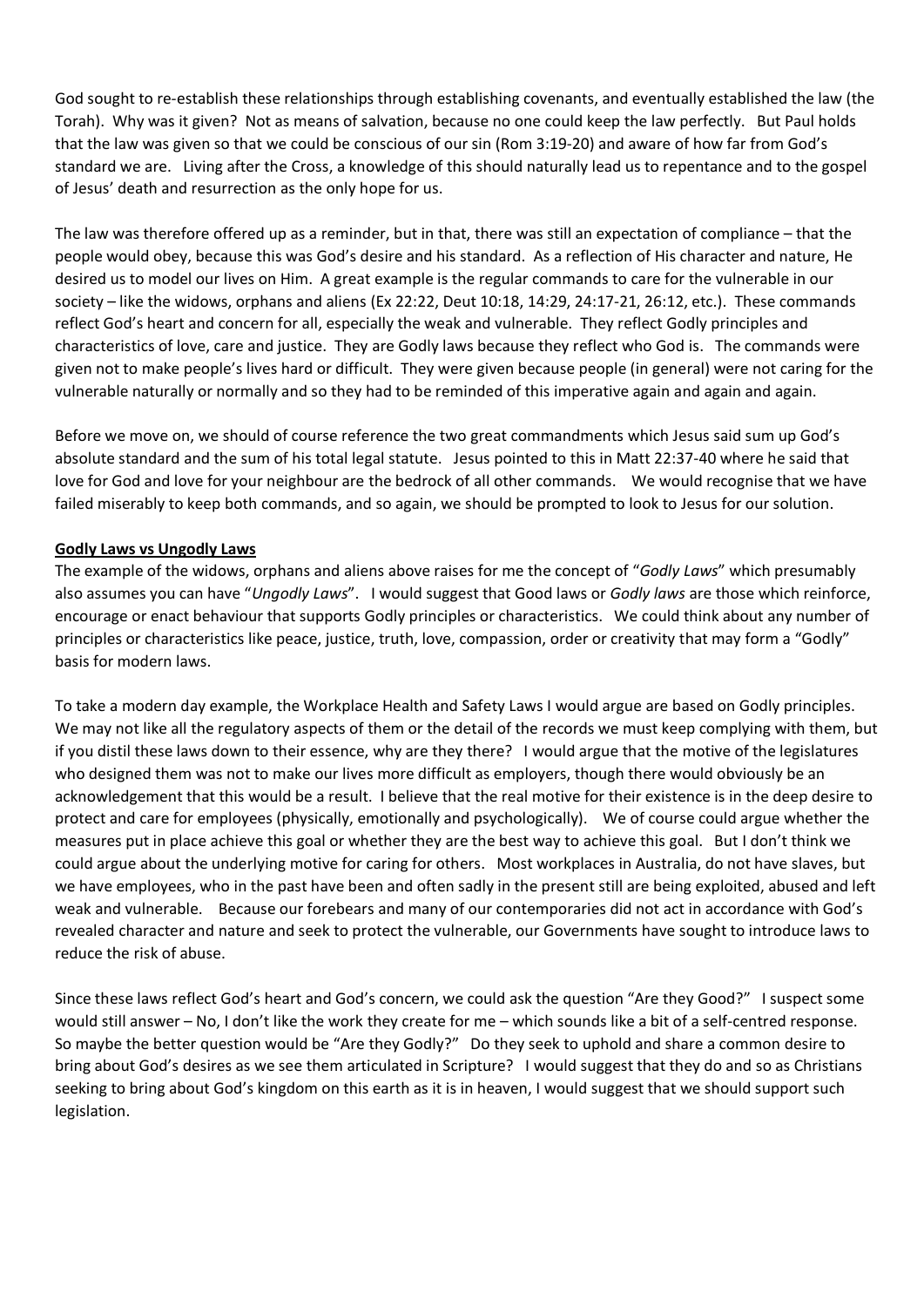God sought to re-establish these relationships through establishing covenants, and eventually established the law (the Torah). Why was it given? Not as means of salvation, because no one could keep the law perfectly. But Paul holds that the law was given so that we could be conscious of our sin (Rom 3:19-20) and aware of how far from God's standard we are. Living after the Cross, a knowledge of this should naturally lead us to repentance and to the gospel of Jesus' death and resurrection as the only hope for us.

The law was therefore offered up as a reminder, but in that, there was still an expectation of compliance – that the people would obey, because this was God's desire and his standard. As a reflection of His character and nature, He desired us to model our lives on Him. A great example is the regular commands to care for the vulnerable in our society – like the widows, orphans and aliens (Ex 22:22, Deut 10:18, 14:29, 24:17-21, 26:12, etc.). These commands reflect God's heart and concern for all, especially the weak and vulnerable. They reflect Godly principles and characteristics of love, care and justice. They are Godly laws because they reflect who God is. The commands were given not to make people's lives hard or difficult. They were given because people (in general) were not caring for the vulnerable naturally or normally and so they had to be reminded of this imperative again and again and again.

Before we move on, we should of course reference the two great commandments which Jesus said sum up God's absolute standard and the sum of his total legal statute. Jesus pointed to this in Matt 22:37-40 where he said that love for God and love for your neighbour are the bedrock of all other commands. We would recognise that we have failed miserably to keep both commands, and so again, we should be prompted to look to Jesus for our solution.

**Godly Laws vs Ungodly Laws**

The example of the widows, orphans and aliens above raises for me the concept of "*Godly Laws*" which presumably also assumes you can have "*Ungodly Laws*". I would suggest that Good laws or *Godly laws* are those which reinforce, encourage or enact behaviour that supports Godly principles or characteristics. We could think about any number of principles or characteristics like peace, justice, truth, love, compassion, order or creativity that may form a "Godly" basis for modern laws.

To take a modern day example, the Workplace Health and Safety Laws I would argue are based on Godly principles. We may not like all the regulatory aspects of them or the detail of the records we must keep complying with them, but if you distil these laws down to their essence, why are they there? I would argue that the motive of the legislatures who designed them was not to make our lives more difficult as employers, though there would obviously be an acknowledgement that this would be a result. I believe that the real motive for their existence is in the deep desire to protect and care for employees (physically, emotionally and psychologically). We of course could argue whether the measures put in place achieve this goal or whether they are the best way to achieve this goal. But I don't think we could argue about the underlying motive for caring for others. Most workplaces in Australia, do not have slaves, but we have employees, who in the past have been and often sadly in the present still are being exploited, abused and left weak and vulnerable. Because our forebears and many of our contemporaries did not act in accordance with God's revealed character and nature and seek to protect the vulnerable, our Governments have sought to introduce laws to reduce the risk of abuse.

Since these laws reflect God's heart and God's concern, we could ask the question "Are they Good?" I suspect some would still answer – No, I don't like the work they create for me – which sounds like a bit of a self-centred response. So maybe the better question would be "Are they Godly?" Do they seek to uphold and share a common desire to bring about God's desires as we see them articulated in Scripture? I would suggest that they do and so as Christians seeking to bring about God's kingdom on this earth as it is in heaven, I would suggest that we should support such legislation.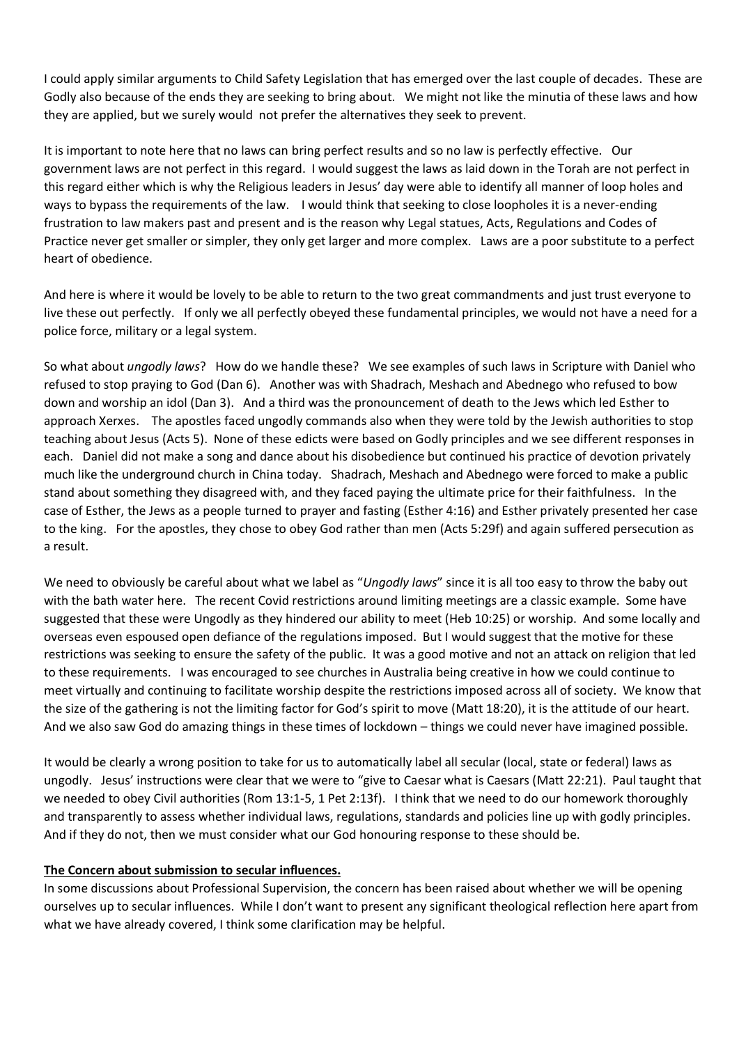I could apply similar arguments to Child Safety Legislation that has emerged over the last couple of decades. These are Godly also because of the ends they are seeking to bring about. We might not like the minutia of these laws and how they are applied, but we surely would not prefer the alternatives they seek to prevent.

It is important to note here that no laws can bring perfect results and so no law is perfectly effective. Our government laws are not perfect in this regard. I would suggest the laws as laid down in the Torah are not perfect in this regard either which is why the Religious leaders in Jesus' day were able to identify all manner of loop holes and ways to bypass the requirements of the law. I would think that seeking to close loopholes it is a never-ending frustration to law makers past and present and is the reason why Legal statues, Acts, Regulations and Codes of Practice never get smaller or simpler, they only get larger and more complex. Laws are a poor substitute to a perfect heart of obedience.

And here is where it would be lovely to be able to return to the two great commandments and just trust everyone to live these out perfectly. If only we all perfectly obeyed these fundamental principles, we would not have a need for a police force, military or a legal system.

So what about *ungodly laws*? How do we handle these? We see examples of such laws in Scripture with Daniel who refused to stop praying to God (Dan 6). Another was with Shadrach, Meshach and Abednego who refused to bow down and worship an idol (Dan 3). And a third was the pronouncement of death to the Jews which led Esther to approach Xerxes. The apostles faced ungodly commands also when they were told by the Jewish authorities to stop teaching about Jesus (Acts 5). None of these edicts were based on Godly principles and we see different responses in each. Daniel did not make a song and dance about his disobedience but continued his practice of devotion privately much like the underground church in China today. Shadrach, Meshach and Abednego were forced to make a public stand about something they disagreed with, and they faced paying the ultimate price for their faithfulness. In the case of Esther, the Jews as a people turned to prayer and fasting (Esther 4:16) and Esther privately presented her case to the king. For the apostles, they chose to obey God rather than men (Acts 5:29f) and again suffered persecution as a result.

We need to obviously be careful about what we label as "*Ungodly laws*" since it is all too easy to throw the baby out with the bath water here. The recent Covid restrictions around limiting meetings are a classic example. Some have suggested that these were Ungodly as they hindered our ability to meet (Heb 10:25) or worship. And some locally and overseas even espoused open defiance of the regulations imposed. But I would suggest that the motive for these restrictions was seeking to ensure the safety of the public. It was a good motive and not an attack on religion that led to these requirements. I was encouraged to see churches in Australia being creative in how we could continue to meet virtually and continuing to facilitate worship despite the restrictions imposed across all of society. We know that the size of the gathering is not the limiting factor for God's spirit to move (Matt 18:20), it is the attitude of our heart. And we also saw God do amazing things in these times of lockdown – things we could never have imagined possible.

It would be clearly a wrong position to take for us to automatically label all secular (local, state or federal) laws as ungodly. Jesus' instructions were clear that we were to "give to Caesar what is Caesars (Matt 22:21). Paul taught that we needed to obey Civil authorities (Rom 13:1-5, 1 Pet 2:13f). I think that we need to do our homework thoroughly and transparently to assess whether individual laws, regulations, standards and policies line up with godly principles. And if they do not, then we must consider what our God honouring response to these should be.

**The Concern about submission to secular influences.**

In some discussions about Professional Supervision, the concern has been raised about whether we will be opening ourselves up to secular influences. While I don't want to present any significant theological reflection here apart from what we have already covered, I think some clarification may be helpful.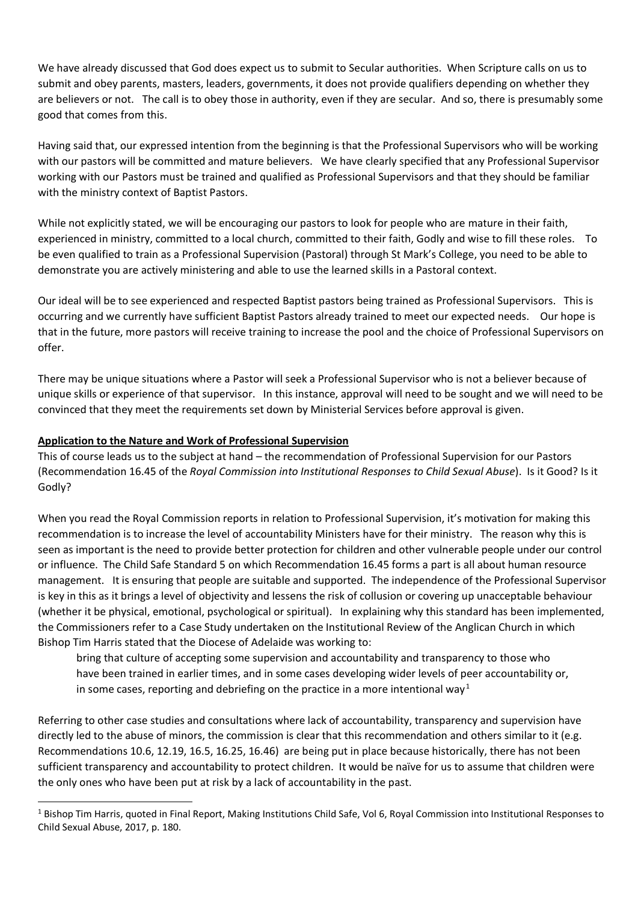We have already discussed that God does expect us to submit to Secular authorities. When Scripture calls on us to submit and obey parents, masters, leaders, governments, it does not provide qualifiers depending on whether they are believers or not. The call is to obey those in authority, even if they are secular. And so, there is presumably some good that comes from this.

Having said that, our expressed intention from the beginning is that the Professional Supervisors who will be working with our pastors will be committed and mature believers. We have clearly specified that any Professional Supervisor working with our Pastors must be trained and qualified as Professional Supervisors and that they should be familiar with the ministry context of Baptist Pastors.

While not explicitly stated, we will be encouraging our pastors to look for people who are mature in their faith, experienced in ministry, committed to a local church, committed to their faith, Godly and wise to fill these roles. To be even qualified to train as a Professional Supervision (Pastoral) through St Mark's College, you need to be able to demonstrate you are actively ministering and able to use the learned skills in a Pastoral context.

Our ideal will be to see experienced and respected Baptist pastors being trained as Professional Supervisors. This is occurring and we currently have sufficient Baptist Pastors already trained to meet our expected needs. Our hope is that in the future, more pastors will receive training to increase the pool and the choice of Professional Supervisors on offer.

There may be unique situations where a Pastor will seek a Professional Supervisor who is not a believer because of unique skills or experience of that supervisor. In this instance, approval will need to be sought and we will need to be convinced that they meet the requirements set down by Ministerial Services before approval is given.

**Application to the Nature and Work of Professional Supervision**

This of course leads us to the subject at hand – the recommendation of Professional Supervision for our Pastors (Recommendation 16.45 of the *Royal Commission into Institutional Responses to Child Sexual Abuse*). Is it Good? Is it Godly?

When you read the Royal Commission reports in relation to Professional Supervision, it's motivation for making this recommendation is to increase the level of accountability Ministers have for their ministry. The reason why this is seen as important is the need to provide better protection for children and other vulnerable people under our control or influence. The Child Safe Standard 5 on which Recommendation 16.45 forms a part is all about human resource management. It is ensuring that people are suitable and supported. The independence of the Professional Supervisor is key in this as it brings a level of objectivity and lessens the risk of collusion or covering up unacceptable behaviour (whether it be physical, emotional, psychological or spiritual). In explaining why this standard has been implemented, the Commissioners refer to a Case Study undertaken on the Institutional Review of the Anglican Church in which Bishop Tim Harris stated that the Diocese of Adelaide was working to:

> bring that culture of accepting some supervision and accountability and transparency to those who have been trained in earlier times, and in some cases developing wider levels of peer accountability or, in some cases, reporting and debriefing on the practice in a more intentional way[1]

Referring to other case studies and consultations where lack of accountability, transparency and supervision have directly led to the abuse of minors, the commission is clear that this recommendation and others similar to it (e.g. Recommendations 10.6, 12.19, 16.5, 16.25, 16.46) are being put in place because historically, there has not been sufficient transparency and accountability to protect children. It would be naïve for us to assume that children were the only ones who have been put at risk by a lack of accountability in the past.

[1] Bishop Tim Harris, quoted in Final Report, Making Institutions Child Safe, Vol 6, Royal Commission into Institutional Responses to Child Sexual Abuse, 2017, p. 180.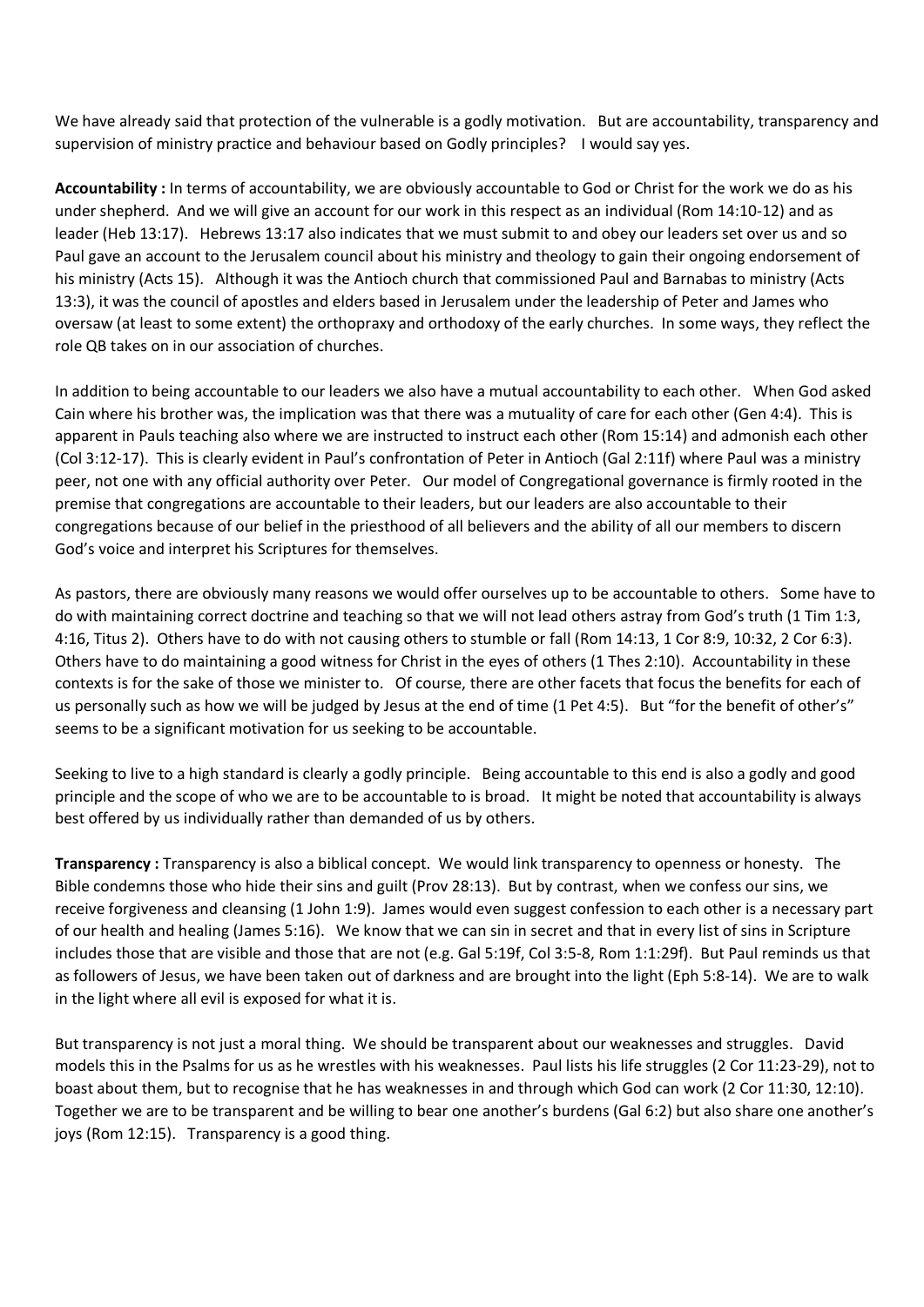We have already said that protection of the vulnerable is a godly motivation. But are accountability, transparency and supervision of ministry practice and behaviour based on Godly principles? I would say yes.

**Accountability :** In terms of accountability, we are obviously accountable to God or Christ for the work we do as his under shepherd. And we will give an account for our work in this respect as an individual (Rom 14:10-12) and as leader (Heb 13:17). Hebrews 13:17 also indicates that we must submit to and obey our leaders set over us and so Paul gave an account to the Jerusalem council about his ministry and theology to gain their ongoing endorsement of his ministry (Acts 15). Although it was the Antioch church that commissioned Paul and Barnabas to ministry (Acts 13:3), it was the council of apostles and elders based in Jerusalem under the leadership of Peter and James who oversaw (at least to some extent) the orthopraxy and orthodoxy of the early churches. In some ways, they reflect the role QB takes on in our association of churches.

In addition to being accountable to our leaders we also have a mutual accountability to each other. When God asked Cain where his brother was, the implication was that there was a mutuality of care for each other (Gen 4:4). This is apparent in Pauls teaching also where we are instructed to instruct each other (Rom 15:14) and admonish each other (Col 3:12-17). This is clearly evident in Paul's confrontation of Peter in Antioch (Gal 2:11f) where Paul was a ministry peer, not one with any official authority over Peter. Our model of Congregational governance is firmly rooted in the premise that congregations are accountable to their leaders, but our leaders are also accountable to their congregations because of our belief in the priesthood of all believers and the ability of all our members to discern God's voice and interpret his Scriptures for themselves.

As pastors, there are obviously many reasons we would offer ourselves up to be accountable to others. Some have to do with maintaining correct doctrine and teaching so that we will not lead others astray from God's truth (1 Tim 1:3, 4:16, Titus 2). Others have to do with not causing others to stumble or fall (Rom 14:13, 1 Cor 8:9, 10:32, 2 Cor 6:3). Others have to do maintaining a good witness for Christ in the eyes of others (1 Thes 2:10). Accountability in these contexts is for the sake of those we minister to. Of course, there are other facets that focus the benefits for each of us personally such as how we will be judged by Jesus at the end of time (1 Pet 4:5). But "for the benefit of other's" seems to be a significant motivation for us seeking to be accountable.

Seeking to live to a high standard is clearly a godly principle. Being accountable to this end is also a godly and good principle and the scope of who we are to be accountable to is broad. It might be noted that accountability is always best offered by us individually rather than demanded of us by others.

**Transparency :** Transparency is also a biblical concept. We would link transparency to openness or honesty. The Bible condemns those who hide their sins and guilt (Prov 28:13). But by contrast, when we confess our sins, we receive forgiveness and cleansing (1 John 1:9). James would even suggest confession to each other is a necessary part of our health and healing (James 5:16). We know that we can sin in secret and that in every list of sins in Scripture includes those that are visible and those that are not (e.g. Gal 5:19f, Col 3:5-8, Rom 1:1:29f). But Paul reminds us that as followers of Jesus, we have been taken out of darkness and are brought into the light (Eph 5:8-14). We are to walk in the light where all evil is exposed for what it is.

But transparency is not just a moral thing. We should be transparent about our weaknesses and struggles. David models this in the Psalms for us as he wrestles with his weaknesses. Paul lists his life struggles (2 Cor 11:23-29), not to boast about them, but to recognise that he has weaknesses in and through which God can work (2 Cor 11:30, 12:10). Together we are to be transparent and be willing to bear one another's burdens (Gal 6:2) but also share one another's joys (Rom 12:15). Transparency is a good thing.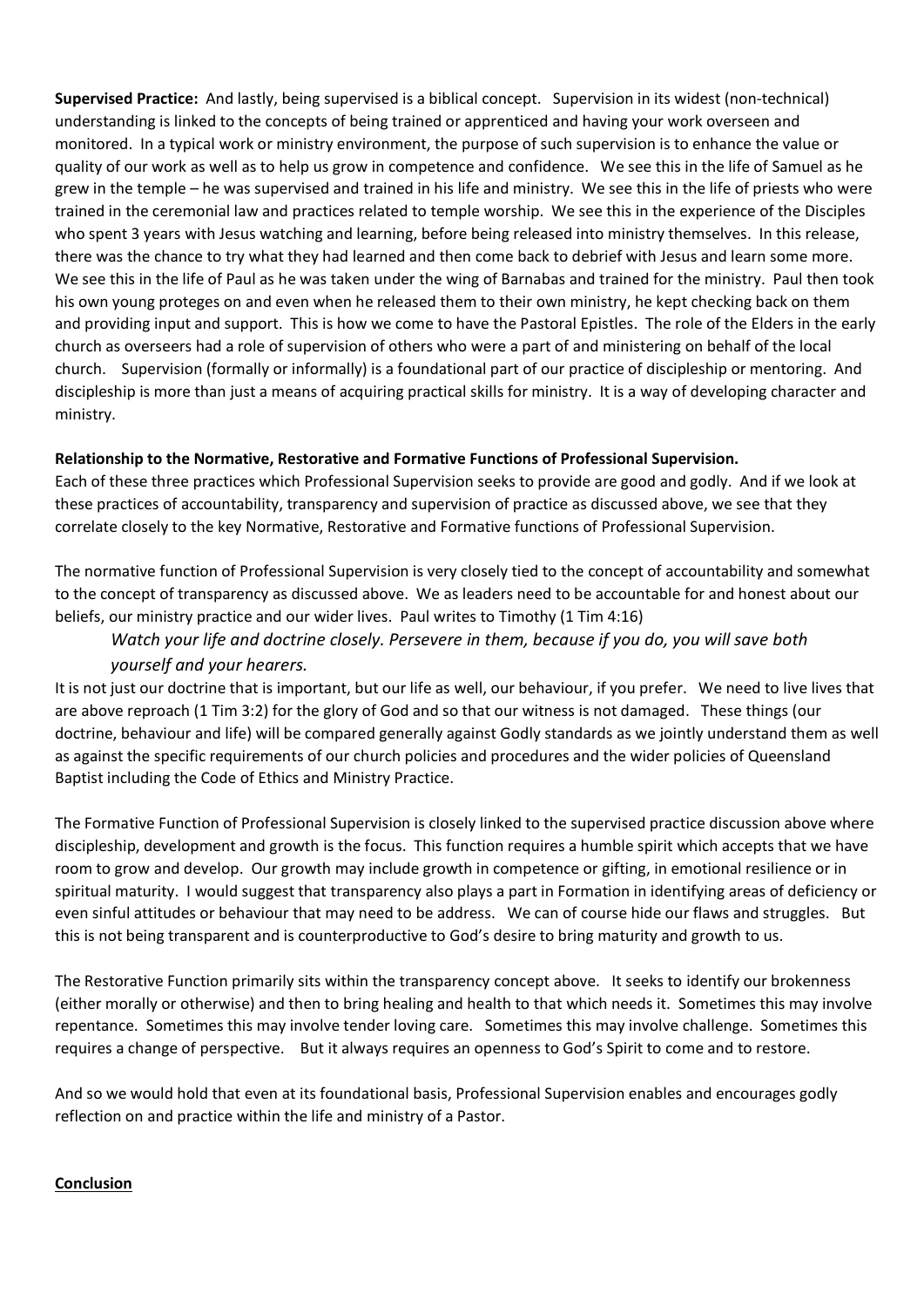**Supervised Practice:** And lastly, being supervised is a biblical concept. Supervision in its widest (non-technical) understanding is linked to the concepts of being trained or apprenticed and having your work overseen and monitored. In a typical work or ministry environment, the purpose of such supervision is to enhance the value or quality of our work as well as to help us grow in competence and confidence. We see this in the life of Samuel as he grew in the temple – he was supervised and trained in his life and ministry. We see this in the life of priests who were trained in the ceremonial law and practices related to temple worship. We see this in the experience of the Disciples who spent 3 years with Jesus watching and learning, before being released into ministry themselves. In this release, there was the chance to try what they had learned and then come back to debrief with Jesus and learn some more. We see this in the life of Paul as he was taken under the wing of Barnabas and trained for the ministry. Paul then took his own young proteges on and even when he released them to their own ministry, he kept checking back on them and providing input and support. This is how we come to have the Pastoral Epistles. The role of the Elders in the early church as overseers had a role of supervision of others who were a part of and ministering on behalf of the local church. Supervision (formally or informally) is a foundational part of our practice of discipleship or mentoring. And discipleship is more than just a means of acquiring practical skills for ministry. It is a way of developing character and ministry.

**Relationship to the Normative, Restorative and Formative Functions of Professional Supervision.**

Each of these three practices which Professional Supervision seeks to provide are good and godly. And if we look at these practices of accountability, transparency and supervision of practice as discussed above, we see that they correlate closely to the key Normative, Restorative and Formative functions of Professional Supervision.

The normative function of Professional Supervision is very closely tied to the concept of accountability and somewhat to the concept of transparency as discussed above. We as leaders need to be accountable for and honest about our beliefs, our ministry practice and our wider lives. Paul writes to Timothy (1 Tim 4:16)

> *Watch your life and doctrine closely. Persevere in them, because if you do, you will save both yourself and your hearers.*

It is not just our doctrine that is important, but our life as well, our behaviour, if you prefer. We need to live lives that are above reproach (1 Tim 3:2) for the glory of God and so that our witness is not damaged. These things (our doctrine, behaviour and life) will be compared generally against Godly standards as we jointly understand them as well as against the specific requirements of our church policies and procedures and the wider policies of Queensland Baptist including the Code of Ethics and Ministry Practice.

The Formative Function of Professional Supervision is closely linked to the supervised practice discussion above where discipleship, development and growth is the focus. This function requires a humble spirit which accepts that we have room to grow and develop. Our growth may include growth in competence or gifting, in emotional resilience or in spiritual maturity. I would suggest that transparency also plays a part in Formation in identifying areas of deficiency or even sinful attitudes or behaviour that may need to be address. We can of course hide our flaws and struggles. But this is not being transparent and is counterproductive to God's desire to bring maturity and growth to us.

The Restorative Function primarily sits within the transparency concept above. It seeks to identify our brokenness (either morally or otherwise) and then to bring healing and health to that which needs it. Sometimes this may involve repentance. Sometimes this may involve tender loving care. Sometimes this may involve challenge. Sometimes this requires a change of perspective. But it always requires an openness to God's Spirit to come and to restore.

And so we would hold that even at its foundational basis, Professional Supervision enables and encourages godly reflection on and practice within the life and ministry of a Pastor.

## Conclusion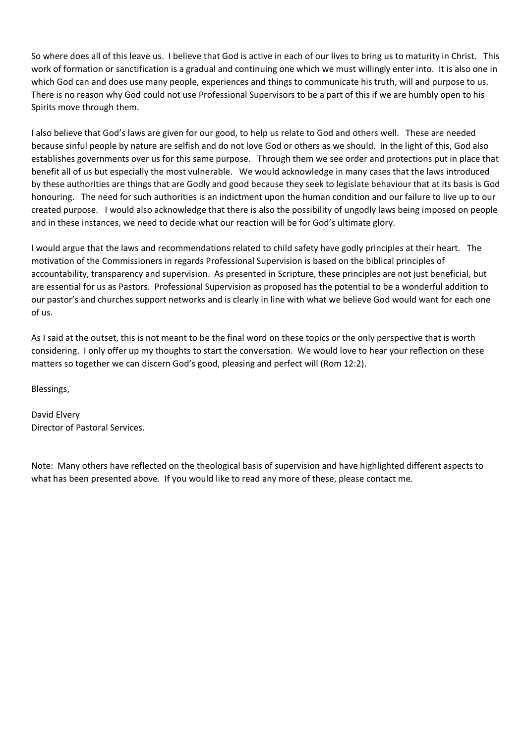So where does all of this leave us. I believe that God is active in each of our lives to bring us to maturity in Christ. This work of formation or sanctification is a gradual and continuing one which we must willingly enter into. It is also one in which God can and does use many people, experiences and things to communicate his truth, will and purpose to us. There is no reason why God could not use Professional Supervisors to be a part of this if we are humbly open to his Spirits move through them.

I also believe that God's laws are given for our good, to help us relate to God and others well. These are needed because sinful people by nature are selfish and do not love God or others as we should. In the light of this, God also establishes governments over us for this same purpose. Through them we see order and protections put in place that benefit all of us but especially the most vulnerable. We would acknowledge in many cases that the laws introduced by these authorities are things that are Godly and good because they seek to legislate behaviour that at its basis is God honouring. The need for such authorities is an indictment upon the human condition and our failure to live up to our created purpose. I would also acknowledge that there is also the possibility of ungodly laws being imposed on people and in these instances, we need to decide what our reaction will be for God's ultimate glory.

I would argue that the laws and recommendations related to child safety have godly principles at their heart. The motivation of the Commissioners in regards Professional Supervision is based on the biblical principles of accountability, transparency and supervision. As presented in Scripture, these principles are not just beneficial, but are essential for us as Pastors. Professional Supervision as proposed has the potential to be a wonderful addition to our pastor's and churches support networks and is clearly in line with what we believe God would want for each one of us.

As I said at the outset, this is not meant to be the final word on these topics or the only perspective that is worth considering. I only offer up my thoughts to start the conversation. We would love to hear your reflection on these matters so together we can discern God's good, pleasing and perfect will (Rom 12:2).

Blessings,

David Elvery
Director of Pastoral Services.

Note: Many others have reflected on the theological basis of supervision and have highlighted different aspects to what has been presented above. If you would like to read any more of these, please contact me.